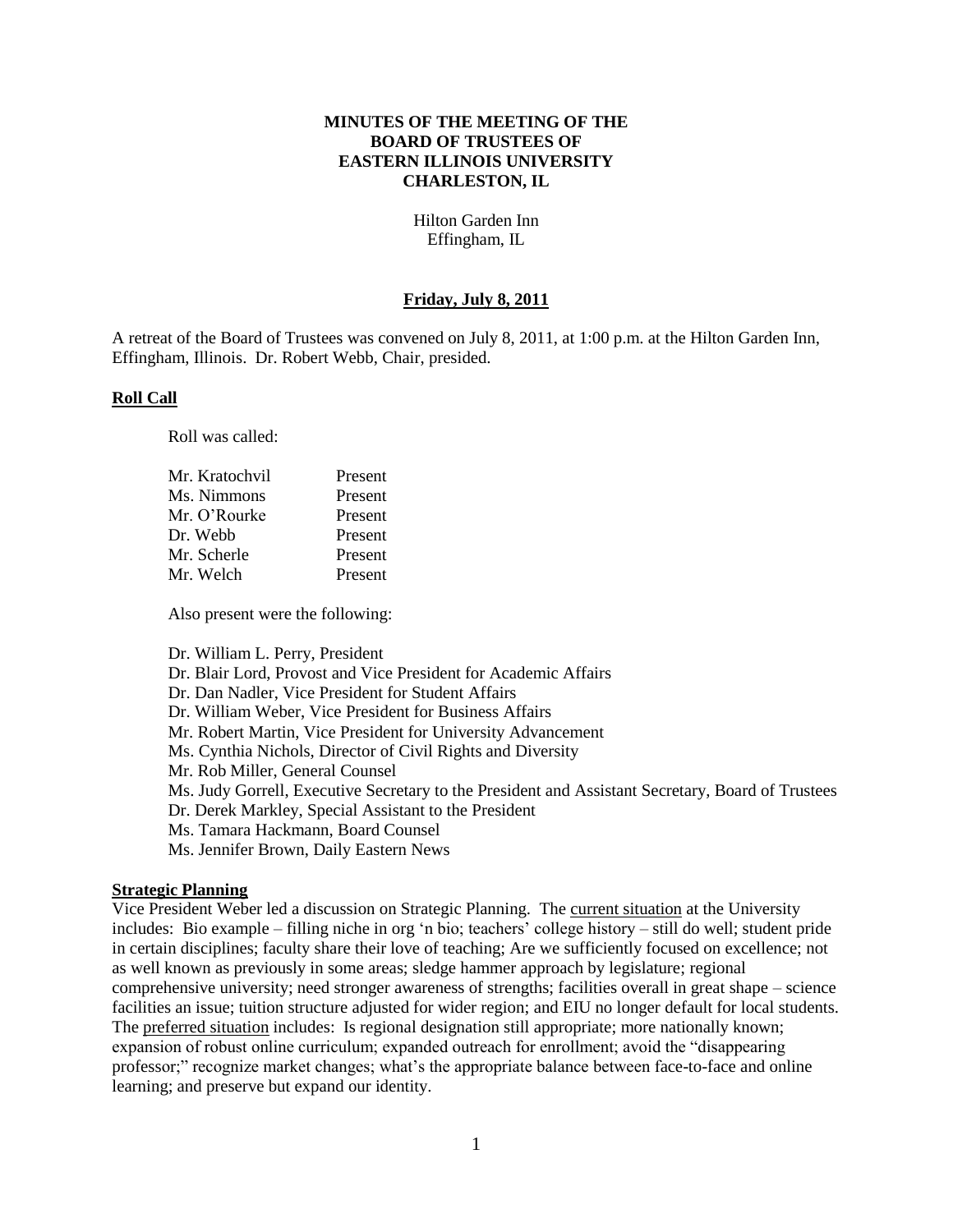**MINUTES OF THE MEETING OF THE**
**BOARD OF TRUSTEES OF**
**EASTERN ILLINOIS UNIVERSITY**
**CHARLESTON, IL**

Hilton Garden Inn
Effingham, IL

**Friday, July 8, 2011**

A retreat of the Board of Trustees was convened on July 8, 2011, at 1:00 p.m. at the Hilton Garden Inn, Effingham, Illinois. Dr. Robert Webb, Chair, presided.

**Roll Call**

Roll was called:

| | |
|---|---|
| Mr. Kratochvil | Present |
| Ms. Nimmons | Present |
| Mr. O'Rourke | Present |
| Dr. Webb | Present |
| Mr. Scherle | Present |
| Mr. Welch | Present |

Also present were the following:

Dr. William L. Perry, President
Dr. Blair Lord, Provost and Vice President for Academic Affairs
Dr. Dan Nadler, Vice President for Student Affairs
Dr. William Weber, Vice President for Business Affairs
Mr. Robert Martin, Vice President for University Advancement
Ms. Cynthia Nichols, Director of Civil Rights and Diversity
Mr. Rob Miller, General Counsel
Ms. Judy Gorrell, Executive Secretary to the President and Assistant Secretary, Board of Trustees
Dr. Derek Markley, Special Assistant to the President
Ms. Tamara Hackmann, Board Counsel
Ms. Jennifer Brown, Daily Eastern News

**Strategic Planning**

Vice President Weber led a discussion on Strategic Planning. The current situation at the University includes: Bio example – filling niche in org 'n bio; teachers' college history – still do well; student pride in certain disciplines; faculty share their love of teaching; Are we sufficiently focused on excellence; not as well known as previously in some areas; sledge hammer approach by legislature; regional comprehensive university; need stronger awareness of strengths; facilities overall in great shape – science facilities an issue; tuition structure adjusted for wider region; and EIU no longer default for local students. The preferred situation includes: Is regional designation still appropriate; more nationally known; expansion of robust online curriculum; expanded outreach for enrollment; avoid the "disappearing professor;" recognize market changes; what's the appropriate balance between face-to-face and online learning; and preserve but expand our identity.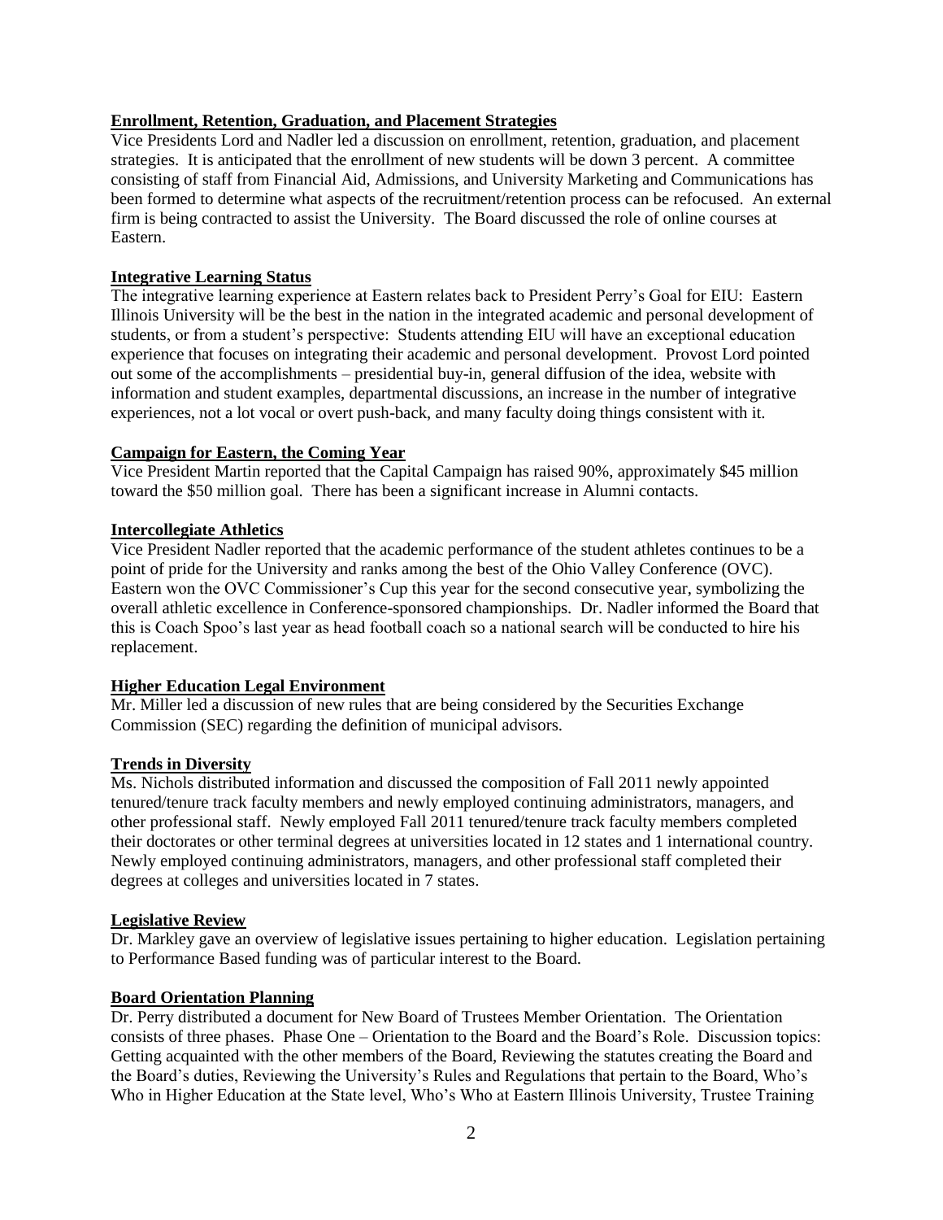**Enrollment, Retention, Graduation, and Placement Strategies**

Vice Presidents Lord and Nadler led a discussion on enrollment, retention, graduation, and placement strategies. It is anticipated that the enrollment of new students will be down 3 percent. A committee consisting of staff from Financial Aid, Admissions, and University Marketing and Communications has been formed to determine what aspects of the recruitment/retention process can be refocused. An external firm is being contracted to assist the University. The Board discussed the role of online courses at Eastern.

**Integrative Learning Status**

The integrative learning experience at Eastern relates back to President Perry's Goal for EIU: Eastern Illinois University will be the best in the nation in the integrated academic and personal development of students, or from a student's perspective: Students attending EIU will have an exceptional education experience that focuses on integrating their academic and personal development. Provost Lord pointed out some of the accomplishments – presidential buy-in, general diffusion of the idea, website with information and student examples, departmental discussions, an increase in the number of integrative experiences, not a lot vocal or overt push-back, and many faculty doing things consistent with it.

**Campaign for Eastern, the Coming Year**

Vice President Martin reported that the Capital Campaign has raised 90%, approximately $45 million toward the $50 million goal. There has been a significant increase in Alumni contacts.

**Intercollegiate Athletics**

Vice President Nadler reported that the academic performance of the student athletes continues to be a point of pride for the University and ranks among the best of the Ohio Valley Conference (OVC). Eastern won the OVC Commissioner's Cup this year for the second consecutive year, symbolizing the overall athletic excellence in Conference-sponsored championships. Dr. Nadler informed the Board that this is Coach Spoo's last year as head football coach so a national search will be conducted to hire his replacement.

**Higher Education Legal Environment**

Mr. Miller led a discussion of new rules that are being considered by the Securities Exchange Commission (SEC) regarding the definition of municipal advisors.

**Trends in Diversity**

Ms. Nichols distributed information and discussed the composition of Fall 2011 newly appointed tenured/tenure track faculty members and newly employed continuing administrators, managers, and other professional staff. Newly employed Fall 2011 tenured/tenure track faculty members completed their doctorates or other terminal degrees at universities located in 12 states and 1 international country. Newly employed continuing administrators, managers, and other professional staff completed their degrees at colleges and universities located in 7 states.

**Legislative Review**

Dr. Markley gave an overview of legislative issues pertaining to higher education. Legislation pertaining to Performance Based funding was of particular interest to the Board.

**Board Orientation Planning**

Dr. Perry distributed a document for New Board of Trustees Member Orientation. The Orientation consists of three phases. Phase One – Orientation to the Board and the Board's Role. Discussion topics: Getting acquainted with the other members of the Board, Reviewing the statutes creating the Board and the Board's duties, Reviewing the University's Rules and Regulations that pertain to the Board, Who's Who in Higher Education at the State level, Who's Who at Eastern Illinois University, Trustee Training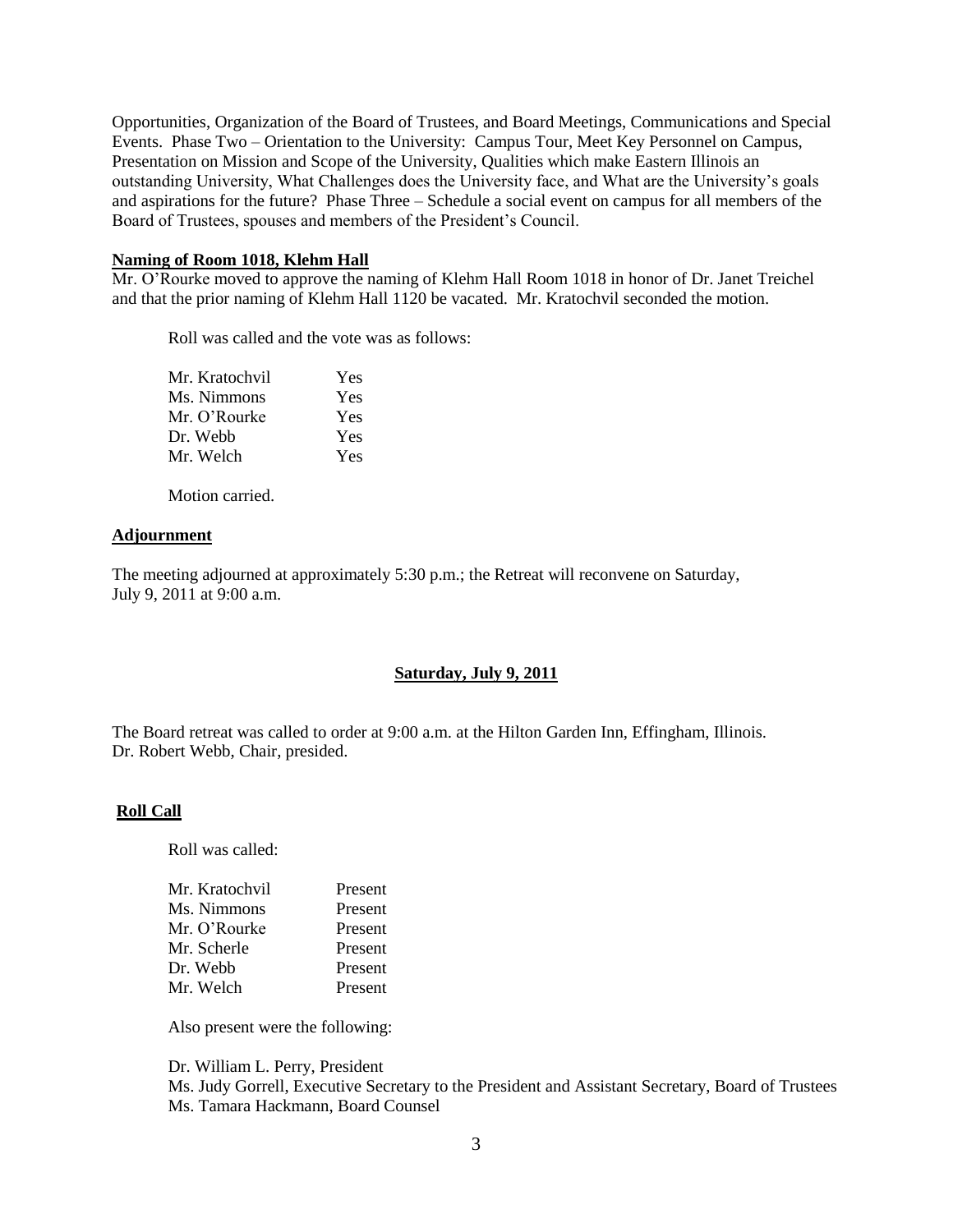Opportunities, Organization of the Board of Trustees, and Board Meetings, Communications and Special Events. Phase Two – Orientation to the University: Campus Tour, Meet Key Personnel on Campus, Presentation on Mission and Scope of the University, Qualities which make Eastern Illinois an outstanding University, What Challenges does the University face, and What are the University's goals and aspirations for the future? Phase Three – Schedule a social event on campus for all members of the Board of Trustees, spouses and members of the President's Council.

**Naming of Room 1018, Klehm Hall**

Mr. O'Rourke moved to approve the naming of Klehm Hall Room 1018 in honor of Dr. Janet Treichel and that the prior naming of Klehm Hall 1120 be vacated. Mr. Kratochvil seconded the motion.

Roll was called and the vote was as follows:

| | |
|---|---|
| Mr. Kratochvil | Yes |
| Ms. Nimmons | Yes |
| Mr. O'Rourke | Yes |
| Dr. Webb | Yes |
| Mr. Welch | Yes |

Motion carried.

**Adjournment**

The meeting adjourned at approximately 5:30 p.m.; the Retreat will reconvene on Saturday, July 9, 2011 at 9:00 a.m.

**Saturday, July 9, 2011**

The Board retreat was called to order at 9:00 a.m. at the Hilton Garden Inn, Effingham, Illinois. Dr. Robert Webb, Chair, presided.

**Roll Call**

Roll was called:

| | |
|---|---|
| Mr. Kratochvil | Present |
| Ms. Nimmons | Present |
| Mr. O'Rourke | Present |
| Mr. Scherle | Present |
| Dr. Webb | Present |
| Mr. Welch | Present |

Also present were the following:

Dr. William L. Perry, President
Ms. Judy Gorrell, Executive Secretary to the President and Assistant Secretary, Board of Trustees
Ms. Tamara Hackmann, Board Counsel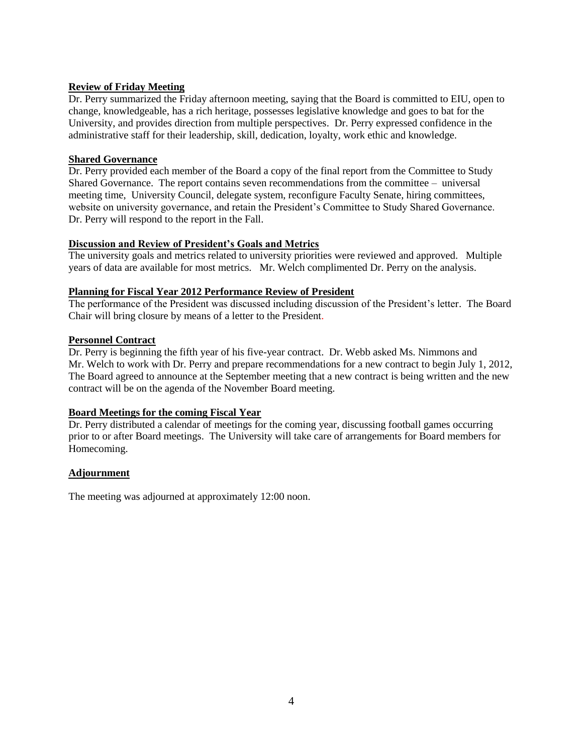**Review of Friday Meeting**

Dr. Perry summarized the Friday afternoon meeting, saying that the Board is committed to EIU, open to change, knowledgeable, has a rich heritage, possesses legislative knowledge and goes to bat for the University, and provides direction from multiple perspectives. Dr. Perry expressed confidence in the administrative staff for their leadership, skill, dedication, loyalty, work ethic and knowledge.

**Shared Governance**

Dr. Perry provided each member of the Board a copy of the final report from the Committee to Study Shared Governance. The report contains seven recommendations from the committee – universal meeting time, University Council, delegate system, reconfigure Faculty Senate, hiring committees, website on university governance, and retain the President's Committee to Study Shared Governance. Dr. Perry will respond to the report in the Fall.

**Discussion and Review of President's Goals and Metrics**

The university goals and metrics related to university priorities were reviewed and approved. Multiple years of data are available for most metrics. Mr. Welch complimented Dr. Perry on the analysis.

**Planning for Fiscal Year 2012 Performance Review of President**

The performance of the President was discussed including discussion of the President's letter. The Board Chair will bring closure by means of a letter to the President.

**Personnel Contract**

Dr. Perry is beginning the fifth year of his five-year contract. Dr. Webb asked Ms. Nimmons and Mr. Welch to work with Dr. Perry and prepare recommendations for a new contract to begin July 1, 2012, The Board agreed to announce at the September meeting that a new contract is being written and the new contract will be on the agenda of the November Board meeting.

**Board Meetings for the coming Fiscal Year**

Dr. Perry distributed a calendar of meetings for the coming year, discussing football games occurring prior to or after Board meetings. The University will take care of arrangements for Board members for Homecoming.

**Adjournment**

The meeting was adjourned at approximately 12:00 noon.